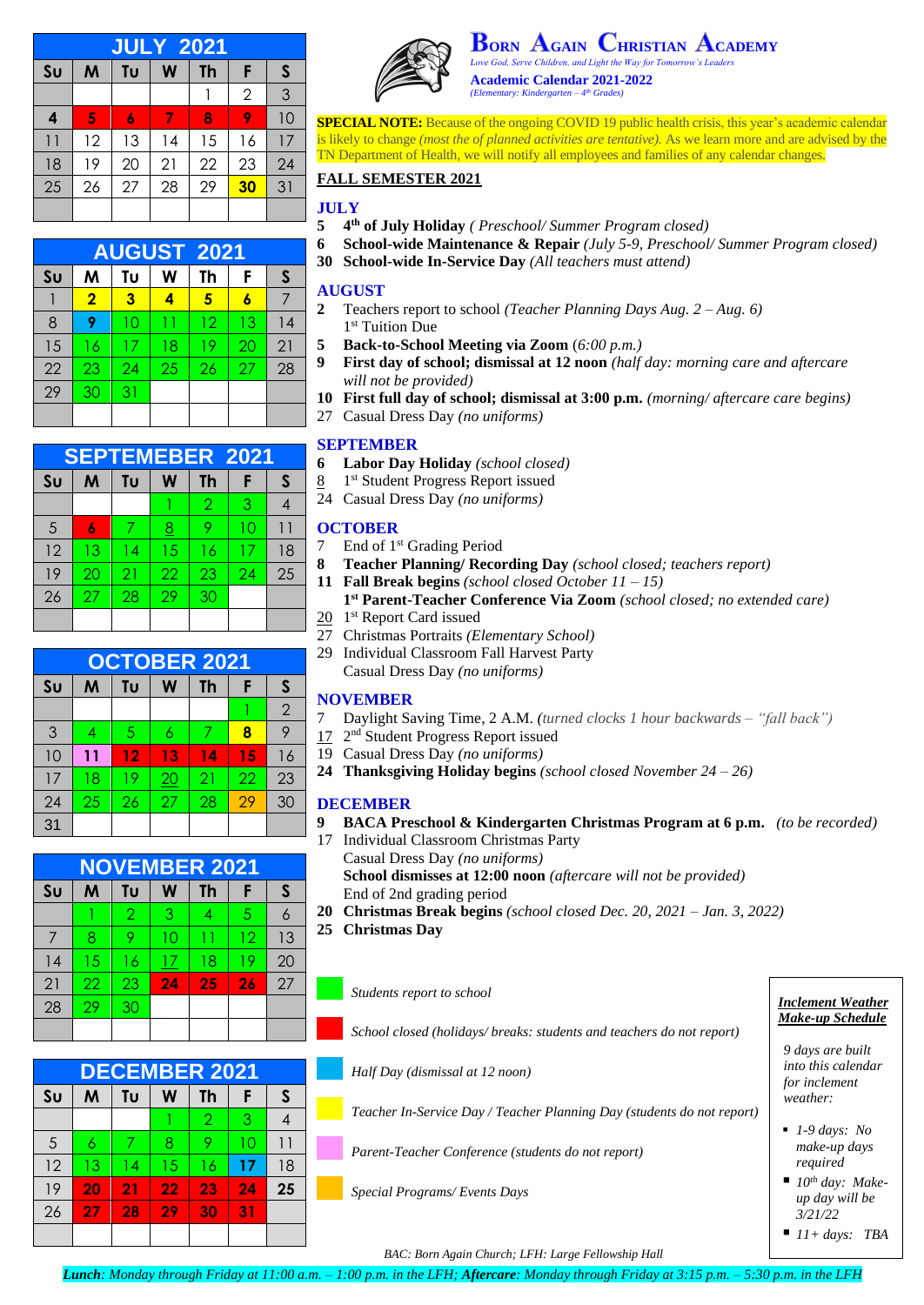# Born Again Christian Academy

*Love God, Serve Children, and Light the Way for Tomorrow's Leaders*

**Academic Calendar 2021-2022**

*(Elementary: Kindergarten – 4th Grades)*

| JULY 2021 | | | | | | |
|---|---|---|---|---|---|---|
| Su | M | Tu | W | Th | F | S |
| | | | | 1 | 2 | 3 |
| 4 | 5 | 6 | 7 | 8 | 9 | 10 |
| 11 | 12 | 13 | 14 | 15 | 16 | 17 |
| 18 | 19 | 20 | 21 | 22 | 23 | 24 |
| 25 | 26 | 27 | 28 | 29 | 30 | 31 |

| AUGUST 2021 | | | | | | |
|---|---|---|---|---|---|---|
| Su | M | Tu | W | Th | F | S |
| 1 | 2 | 3 | 4 | 5 | 6 | 7 |
| 8 | 9 | 10 | 11 | 12 | 13 | 14 |
| 15 | 16 | 17 | 18 | 19 | 20 | 21 |
| 22 | 23 | 24 | 25 | 26 | 27 | 28 |
| 29 | 30 | 31 | | | | |

| SEPTEMEBER 2021 | | | | | | |
|---|---|---|---|---|---|---|
| Su | M | Tu | W | Th | F | S |
| | | | 1 | 2 | 3 | 4 |
| 5 | 6 | 7 | 8 | 9 | 10 | 11 |
| 12 | 13 | 14 | 15 | 16 | 17 | 18 |
| 19 | 20 | 21 | 22 | 23 | 24 | 25 |
| 26 | 27 | 28 | 29 | 30 | | |

| OCTOBER 2021 | | | | | | |
|---|---|---|---|---|---|---|
| Su | M | Tu | W | Th | F | S |
| | | | | | 1 | 2 |
| 3 | 4 | 5 | 6 | 7 | 8 | 9 |
| 10 | 11 | 12 | 13 | 14 | 15 | 16 |
| 17 | 18 | 19 | 20 | 21 | 22 | 23 |
| 24 | 25 | 26 | 27 | 28 | 29 | 30 |
| 31 | | | | | | |

| NOVEMBER 2021 | | | | | | |
|---|---|---|---|---|---|---|
| Su | M | Tu | W | Th | F | S |
| | 1 | 2 | 3 | 4 | 5 | 6 |
| 7 | 8 | 9 | 10 | 11 | 12 | 13 |
| 14 | 15 | 16 | 17 | 18 | 19 | 20 |
| 21 | 22 | 23 | 24 | 25 | 26 | 27 |
| 28 | 29 | 30 | | | | |

| DECEMBER 2021 | | | | | | |
|---|---|---|---|---|---|---|
| Su | M | Tu | W | Th | F | S |
| | | | 1 | 2 | 3 | 4 |
| 5 | 6 | 7 | 8 | 9 | 10 | 11 |
| 12 | 13 | 14 | 15 | 16 | 17 | 18 |
| 19 | 20 | 21 | 22 | 23 | 24 | 25 |
| 26 | 27 | 28 | 29 | 30 | 31 | |

**SPECIAL NOTE:** Because of the ongoing COVID 19 public health crisis, this year's academic calendar is likely to change *(most the of planned activities are tentative).* As we learn more and are advised by the TN Department of Health, we will notify all employees and families of any calendar changes.

## FALL SEMESTER 2021

### JULY
- 5 **4th of July Holiday** *( Preschool/ Summer Program closed)*
- 6 **School-wide Maintenance & Repair** *(July 5-9, Preschool/ Summer Program closed)*
- 30 **School-wide In-Service Day** *(All teachers must attend)*

### AUGUST
- 2 Teachers report to school *(Teacher Planning Days Aug. 2 – Aug. 6)*
  1st Tuition Due
- 5 **Back-to-School Meeting via Zoom** *(6:00 p.m.)*
- 9 **First day of school; dismissal at 12 noon** *(half day: morning care and aftercare will not be provided)*
- 10 **First full day of school; dismissal at 3:00 p.m.** *(morning/ aftercare care begins)*
- 27 Casual Dress Day *(no uniforms)*

### SEPTEMBER
- 6 **Labor Day Holiday** *(school closed)*
- 8 1st Student Progress Report issued
- 24 Casual Dress Day *(no uniforms)*

### OCTOBER
- 7 End of 1st Grading Period
- 8 **Teacher Planning/ Recording Day** *(school closed; teachers report)*
- 11 **Fall Break begins** *(school closed October 11 – 15)*
  **1st Parent-Teacher Conference Via Zoom** *(school closed; no extended care)*
- 20 1st Report Card issued
- 27 Christmas Portraits *(Elementary School)*
- 29 Individual Classroom Fall Harvest Party
  Casual Dress Day *(no uniforms)*

### NOVEMBER
- 7 Daylight Saving Time, 2 A.M. *(turned clocks 1 hour backwards – "fall back")*
- 17 2nd Student Progress Report issued
- 19 Casual Dress Day *(no uniforms)*
- 24 **Thanksgiving Holiday begins** *(school closed November 24 – 26)*

### DECEMBER
- 9 **BACA Preschool & Kindergarten Christmas Program at 6 p.m.** *(to be recorded)*
- 17 Individual Classroom Christmas Party
  Casual Dress Day *(no uniforms)*
  **School dismisses at 12:00 noon** *(aftercare will not be provided)*
  End of 2nd grading period
- 20 **Christmas Break begins** *(school closed Dec. 20, 2021 – Jan. 3, 2022)*
- 25 **Christmas Day**

**Legend:**
- Green: *Students report to school*
- Red: *School closed (holidays/ breaks: students and teachers do not report)*
- Blue: *Half Day (dismissal at 12 noon)*
- Yellow: *Teacher In-Service Day / Teacher Planning Day (students do not report)*
- Pink: *Parent-Teacher Conference (students do not report)*
- Orange: *Special Programs/ Events Days*

***Inclement Weather Make-up Schedule***

*9 days are built into this calendar for inclement weather:*
- *1-9 days: No make-up days required*
- *10th day: Make-up day will be 3/21/22*
- *11+ days: TBA*

BAC: Born Again Church; LFH: Large Fellowship Hall

***Lunch**: Monday through Friday at 11:00 a.m. – 1:00 p.m. in the LFH; **Aftercare**: Monday through Friday at 3:15 p.m. – 5:30 p.m. in the LFH*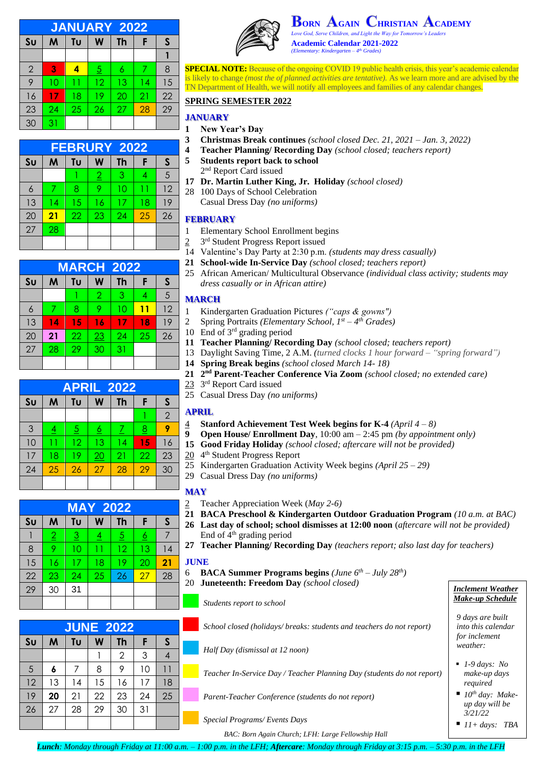# Born Again Christian Academy

*Love God, Serve Children, and Light the Way for Tomorrow's Leaders*

**Academic Calendar 2021-2022**

*(Elementary: Kindergarten – 4th Grades)*

| JANUARY 2022 | | | | | | |
|---|---|---|---|---|---|---|
| Su | M | Tu | W | Th | F | S |
| | | | | | | 1 |
| 2 | 3 | 4 | 5 | 6 | 7 | 8 |
| 9 | 10 | 11 | 12 | 13 | 14 | 15 |
| 16 | 17 | 18 | 19 | 20 | 21 | 22 |
| 23 | 24 | 25 | 26 | 27 | 28 | 29 |
| 30 | 31 | | | | | |

| FEBRURY 2022 | | | | | | |
|---|---|---|---|---|---|---|
| Su | M | Tu | W | Th | F | S |
| | | 1 | 2 | 3 | 4 | 5 |
| 6 | 7 | 8 | 9 | 10 | 11 | 12 |
| 13 | 14 | 15 | 16 | 17 | 18 | 19 |
| 20 | 21 | 22 | 23 | 24 | 25 | 26 |
| 27 | 28 | | | | | |

| MARCH 2022 | | | | | | |
|---|---|---|---|---|---|---|
| Su | M | Tu | W | Th | F | S |
| | | 1 | 2 | 3 | 4 | 5 |
| 6 | 7 | 8 | 9 | 10 | 11 | 12 |
| 13 | 14 | 15 | 16 | 17 | 18 | 19 |
| 20 | 21 | 22 | 23 | 24 | 25 | 26 |
| 27 | 28 | 29 | 30 | 31 | | |

| APRIL 2022 | | | | | | |
|---|---|---|---|---|---|---|
| Su | M | Tu | W | Th | F | S |
| | | | | | 1 | 2 |
| 3 | 4 | 5 | 6 | 7 | 8 | 9 |
| 10 | 11 | 12 | 13 | 14 | 15 | 16 |
| 17 | 18 | 19 | 20 | 21 | 22 | 23 |
| 24 | 25 | 26 | 27 | 28 | 29 | 30 |

| MAY 2022 | | | | | | |
|---|---|---|---|---|---|---|
| Su | M | Tu | W | Th | F | S |
| 1 | 2 | 3 | 4 | 5 | 6 | 7 |
| 8 | 9 | 10 | 11 | 12 | 13 | 14 |
| 15 | 16 | 17 | 18 | 19 | 20 | 21 |
| 22 | 23 | 24 | 25 | 26 | 27 | 28 |
| 29 | 30 | 31 | | | | |

| JUNE 2022 | | | | | | |
|---|---|---|---|---|---|---|
| Su | M | Tu | W | Th | F | S |
| | | | 1 | 2 | 3 | 4 |
| 5 | 6 | 7 | 8 | 9 | 10 | 11 |
| 12 | 13 | 14 | 15 | 16 | 17 | 18 |
| 19 | 20 | 21 | 22 | 23 | 24 | 25 |
| 26 | 27 | 28 | 29 | 30 | 31 | |

**SPECIAL NOTE:** Because of the ongoing COVID 19 public health crisis, this year's academic calendar is likely to change *(most the of planned activities are tentative)*. As we learn more and are advised by the TN Department of Health, we will notify all employees and families of any calendar changes.

## SPRING SEMESTER 2022

### JANUARY

- **1** **New Year's Day**
- **3** **Christmas Break continues** *(school closed Dec. 21, 2021 – Jan. 3, 2022)*
- **4** **Teacher Planning/ Recording Day** *(school closed; teachers report)*
- **5** **Students report back to school**  
  2nd Report Card issued
- **17** **Dr. Martin Luther King, Jr. Holiday** *(school closed)*
- 28 100 Days of School Celebration  
  Casual Dress Day *(no uniforms)*

### FEBRUARY

- 1 Elementary School Enrollment begins
- 2 3rd Student Progress Report issued
- 14 Valentine's Day Party at 2:30 p.m. *(students may dress casually)*
- **21** **School-wide In-Service Day** *(school closed; teachers report)*
- 25 African American/ Multicultural Observance *(individual class activity; students may dress casually or in African attire)*

### MARCH

- 1 Kindergarten Graduation Pictures *("caps & gowns")*
- 2 Spring Portraits *(Elementary School, 1st – 4th Grades)*
- 10 End of 3rd grading period
- **11** **Teacher Planning/ Recording Day** *(school closed; teachers report)*
- 13 Daylight Saving Time, 2 A.M. *(turned clocks 1 hour forward – "spring forward")*
- **14** **Spring Break begins** *(school closed March 14- 18)*
- **21** **2nd Parent-Teacher Conference Via Zoom** *(school closed; no extended care)*
- 23 3rd Report Card issued
- 25 Casual Dress Day *(no uniforms)*

### APRIL

- 4 **Stanford Achievement Test Week begins for K-4** *(April 4 – 8)*
- **9** **Open House/ Enrollment Day**, 10:00 am – 2:45 pm *(by appointment only)*
- **15** **Good Friday Holiday** *(school closed; aftercare will not be provided)*
- 20 4th Student Progress Report
- 25 Kindergarten Graduation Activity Week begins *(April 25 – 29)*
- 29 Casual Dress Day *(no uniforms)*

### MAY

- 2 Teacher Appreciation Week *(May 2-6)*
- **21** **BACA Preschool & Kindergarten Outdoor Graduation Program** *(10 a.m. at BAC)*
- **26** **Last day of school; school dismisses at 12:00 noon** *(aftercare will not be provided)*  
  End of 4th grading period
- **27** **Teacher Planning/ Recording Day** *(teachers report; also last day for teachers)*

### JUNE

- 6 **BACA Summer Programs begins** *(June 6th – July 28th)*
- 20 **Juneteenth: Freedom Day** *(school closed)*

**Legend:**

- Green: *Students report to school*
- Red: *School closed (holidays/ breaks: students and teachers do not report)*
- Blue: *Half Day (dismissal at 12 noon)*
- Yellow: *Teacher In-Service Day / Teacher Planning Day (students do not report)*
- Pink: *Parent-Teacher Conference (students do not report)*
- Orange: *Special Programs/ Events Days*

***Inclement Weather Make-up Schedule***

*9 days are built into this calendar for inclement weather:*

- *1-9 days: No make-up days required*
- *10th day: Make-up day will be 3/21/22*
- *11+ days: TBA*

*BAC: Born Again Church; LFH: Large Fellowship Hall*

***Lunch**: Monday through Friday at 11:00 a.m. – 1:00 p.m. in the LFH; **Aftercare**: Monday through Friday at 3:15 p.m. – 5:30 p.m. in the LFH*